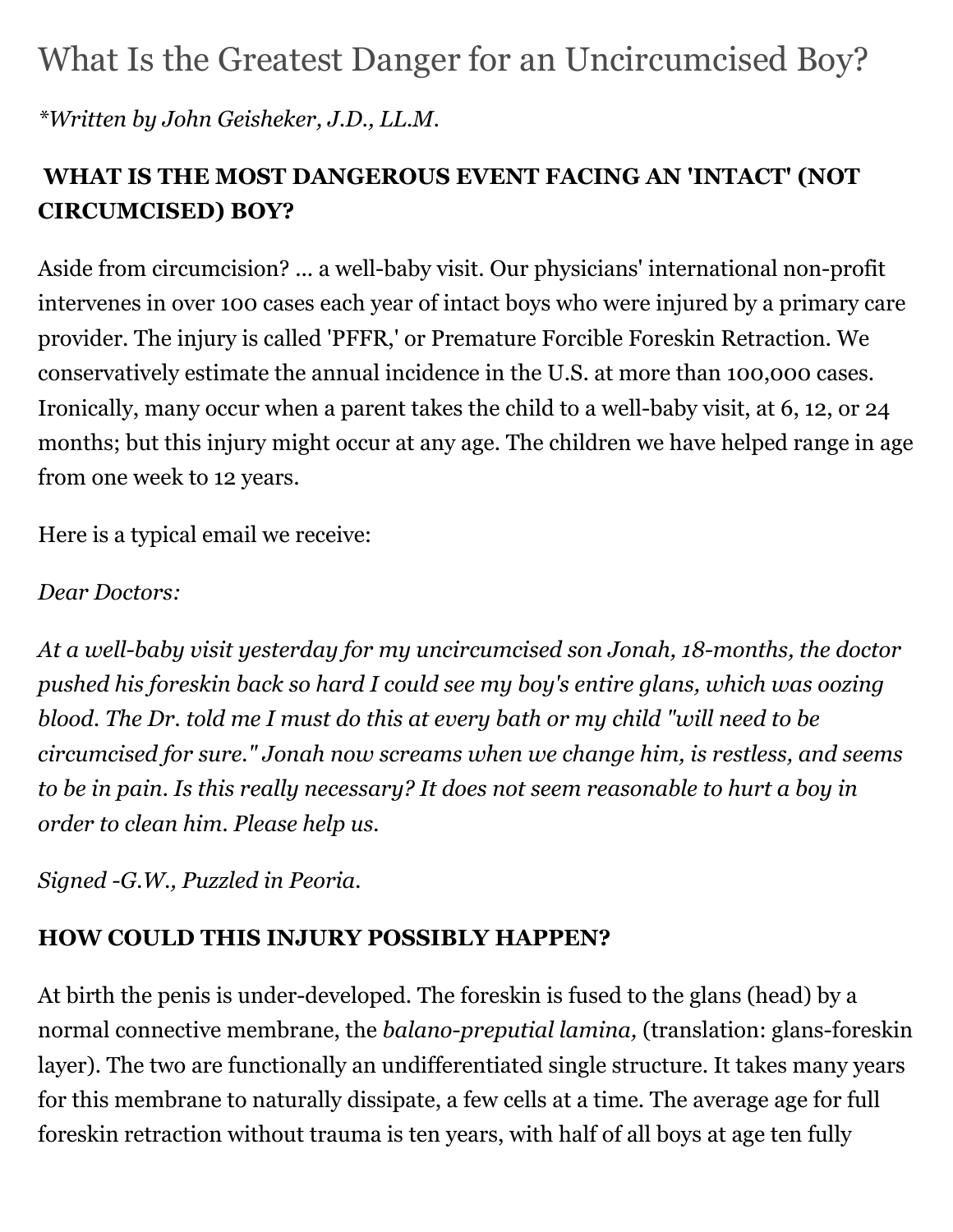# What Is the Greatest Danger for an Uncircumcised Boy?

*\*Written by John Geisheker, J.D., LL.M.*

**WHAT IS THE MOST DANGEROUS EVENT FACING AN 'INTACT' (NOT CIRCUMCISED) BOY?**

Aside from circumcision? ... a well-baby visit. Our physicians' international non-profit intervenes in over 100 cases each year of intact boys who were injured by a primary care provider. The injury is called 'PFFR,' or Premature Forcible Foreskin Retraction. We conservatively estimate the annual incidence in the U.S. at more than 100,000 cases. Ironically, many occur when a parent takes the child to a well-baby visit, at 6, 12, or 24 months; but this injury might occur at any age. The children we have helped range in age from one week to 12 years.

Here is a typical email we receive:

*Dear Doctors:*

*At a well-baby visit yesterday for my uncircumcised son Jonah, 18-months, the doctor pushed his foreskin back so hard I could see my boy's entire glans, which was oozing blood. The Dr. told me I must do this at every bath or my child "will need to be circumcised for sure." Jonah now screams when we change him, is restless, and seems to be in pain. Is this really necessary? It does not seem reasonable to hurt a boy in order to clean him. Please help us.*

*Signed -G.W., Puzzled in Peoria.*

**HOW COULD THIS INJURY POSSIBLY HAPPEN?**

At birth the penis is under-developed. The foreskin is fused to the glans (head) by a normal connective membrane, the *balano-preputial lamina,* (translation: glans-foreskin layer). The two are functionally an undifferentiated single structure. It takes many years for this membrane to naturally dissipate, a few cells at a time. The average age for full foreskin retraction without trauma is ten years, with half of all boys at age ten fully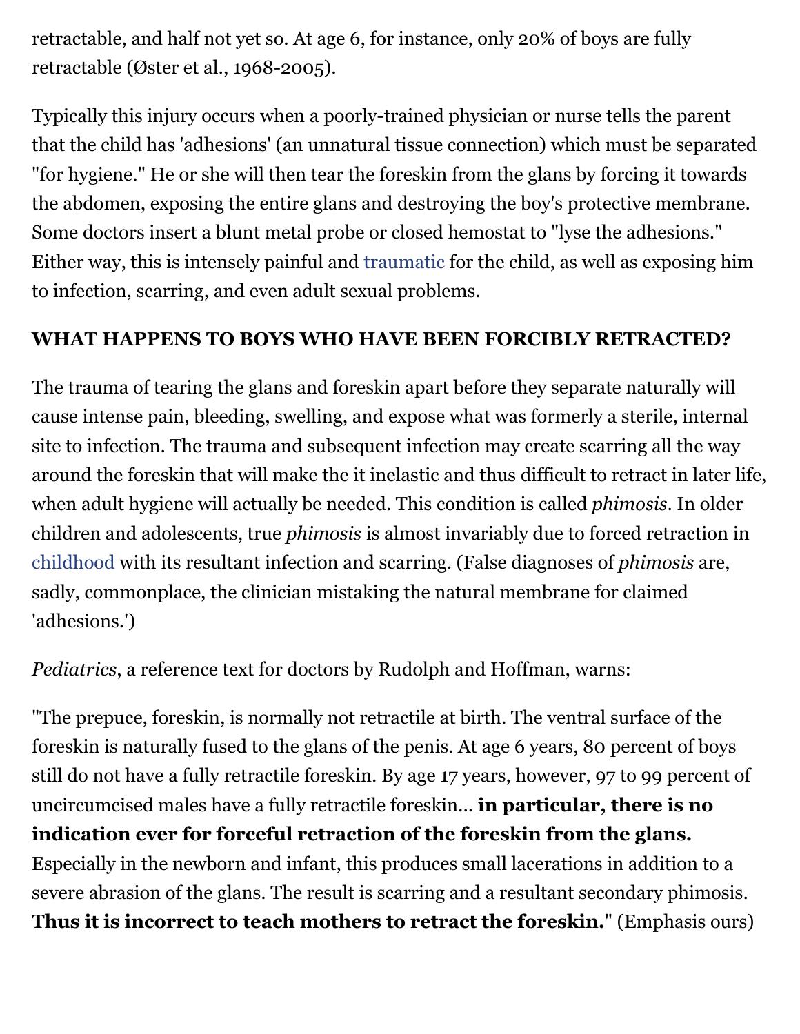retractable, and half not yet so. At age 6, for instance, only 20% of boys are fully retractable (Øster et al., 1968-2005).

Typically this injury occurs when a poorly-trained physician or nurse tells the parent that the child has 'adhesions' (an unnatural tissue connection) which must be separated "for hygiene." He or she will then tear the foreskin from the glans by forcing it towards the abdomen, exposing the entire glans and destroying the boy's protective membrane. Some doctors insert a blunt metal probe or closed hemostat to "lyse the adhesions." Either way, this is intensely painful and traumatic for the child, as well as exposing him to infection, scarring, and even adult sexual problems.

**WHAT HAPPENS TO BOYS WHO HAVE BEEN FORCIBLY RETRACTED?**

The trauma of tearing the glans and foreskin apart before they separate naturally will cause intense pain, bleeding, swelling, and expose what was formerly a sterile, internal site to infection. The trauma and subsequent infection may create scarring all the way around the foreskin that will make the it inelastic and thus difficult to retract in later life, when adult hygiene will actually be needed. This condition is called *phimosis*. In older children and adolescents, true *phimosis* is almost invariably due to forced retraction in childhood with its resultant infection and scarring. (False diagnoses of *phimosis* are, sadly, commonplace, the clinician mistaking the natural membrane for claimed 'adhesions.')

*Pediatrics*, a reference text for doctors by Rudolph and Hoffman, warns:

"The prepuce, foreskin, is normally not retractile at birth. The ventral surface of the foreskin is naturally fused to the glans of the penis. At age 6 years, 80 percent of boys still do not have a fully retractile foreskin. By age 17 years, however, 97 to 99 percent of uncircumcised males have a fully retractile foreskin… **in particular, there is no indication ever for forceful retraction of the foreskin from the glans.** Especially in the newborn and infant, this produces small lacerations in addition to a severe abrasion of the glans. The result is scarring and a resultant secondary phimosis. **Thus it is incorrect to teach mothers to retract the foreskin.**" (Emphasis ours)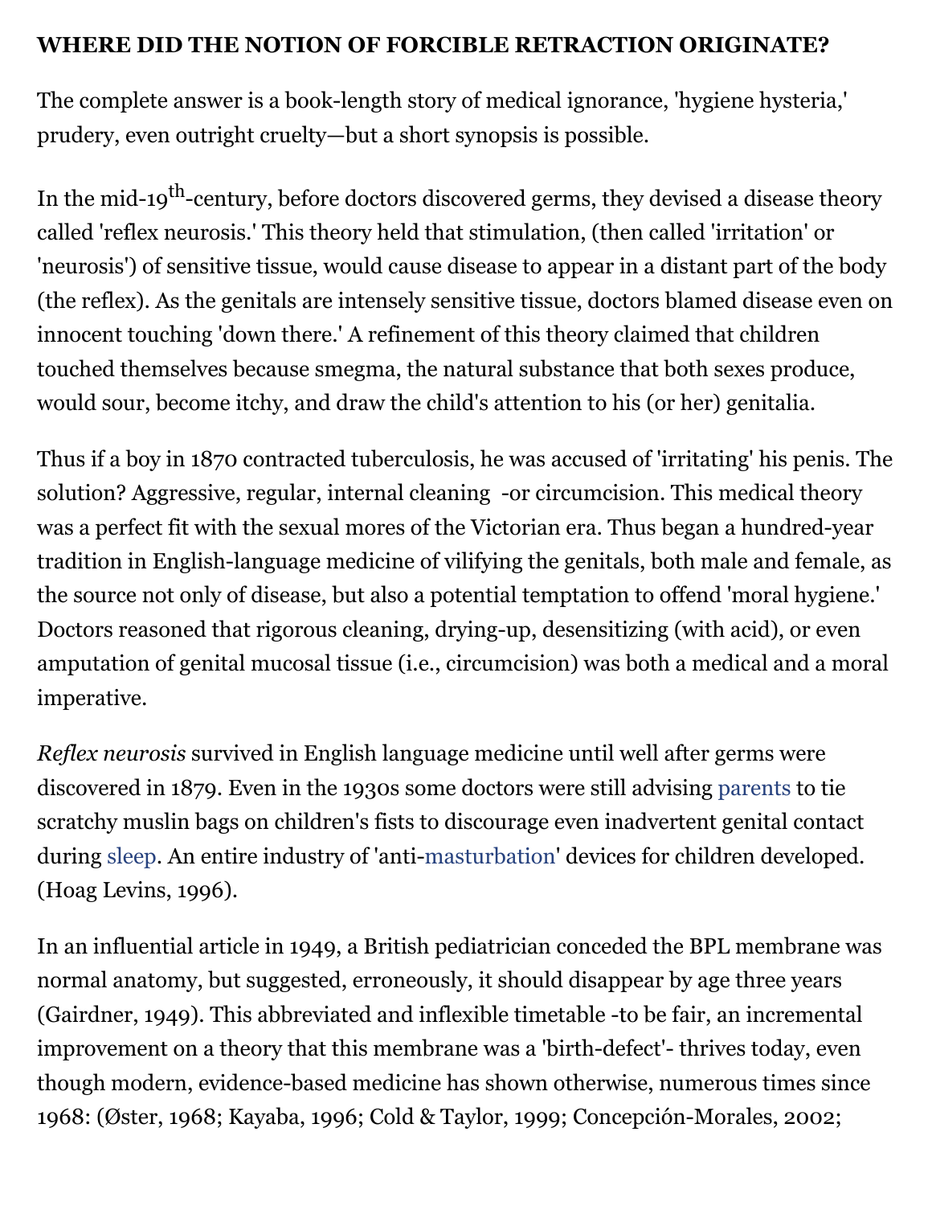**WHERE DID THE NOTION OF FORCIBLE RETRACTION ORIGINATE?**

The complete answer is a book-length story of medical ignorance, 'hygiene hysteria,' prudery, even outright cruelty—but a short synopsis is possible.

In the mid-19th-century, before doctors discovered germs, they devised a disease theory called 'reflex neurosis.' This theory held that stimulation, (then called 'irritation' or 'neurosis') of sensitive tissue, would cause disease to appear in a distant part of the body (the reflex). As the genitals are intensely sensitive tissue, doctors blamed disease even on innocent touching 'down there.' A refinement of this theory claimed that children touched themselves because smegma, the natural substance that both sexes produce, would sour, become itchy, and draw the child's attention to his (or her) genitalia.

Thus if a boy in 1870 contracted tuberculosis, he was accused of 'irritating' his penis. The solution? Aggressive, regular, internal cleaning -or circumcision. This medical theory was a perfect fit with the sexual mores of the Victorian era. Thus began a hundred-year tradition in English-language medicine of vilifying the genitals, both male and female, as the source not only of disease, but also a potential temptation to offend 'moral hygiene.' Doctors reasoned that rigorous cleaning, drying-up, desensitizing (with acid), or even amputation of genital mucosal tissue (i.e., circumcision) was both a medical and a moral imperative.

*Reflex neurosis* survived in English language medicine until well after germs were discovered in 1879. Even in the 1930s some doctors were still advising parents to tie scratchy muslin bags on children's fists to discourage even inadvertent genital contact during sleep. An entire industry of 'anti-masturbation' devices for children developed. (Hoag Levins, 1996).

In an influential article in 1949, a British pediatrician conceded the BPL membrane was normal anatomy, but suggested, erroneously, it should disappear by age three years (Gairdner, 1949). This abbreviated and inflexible timetable -to be fair, an incremental improvement on a theory that this membrane was a 'birth-defect'- thrives today, even though modern, evidence-based medicine has shown otherwise, numerous times since 1968: (Øster, 1968; Kayaba, 1996; Cold & Taylor, 1999; Concepción-Morales, 2002;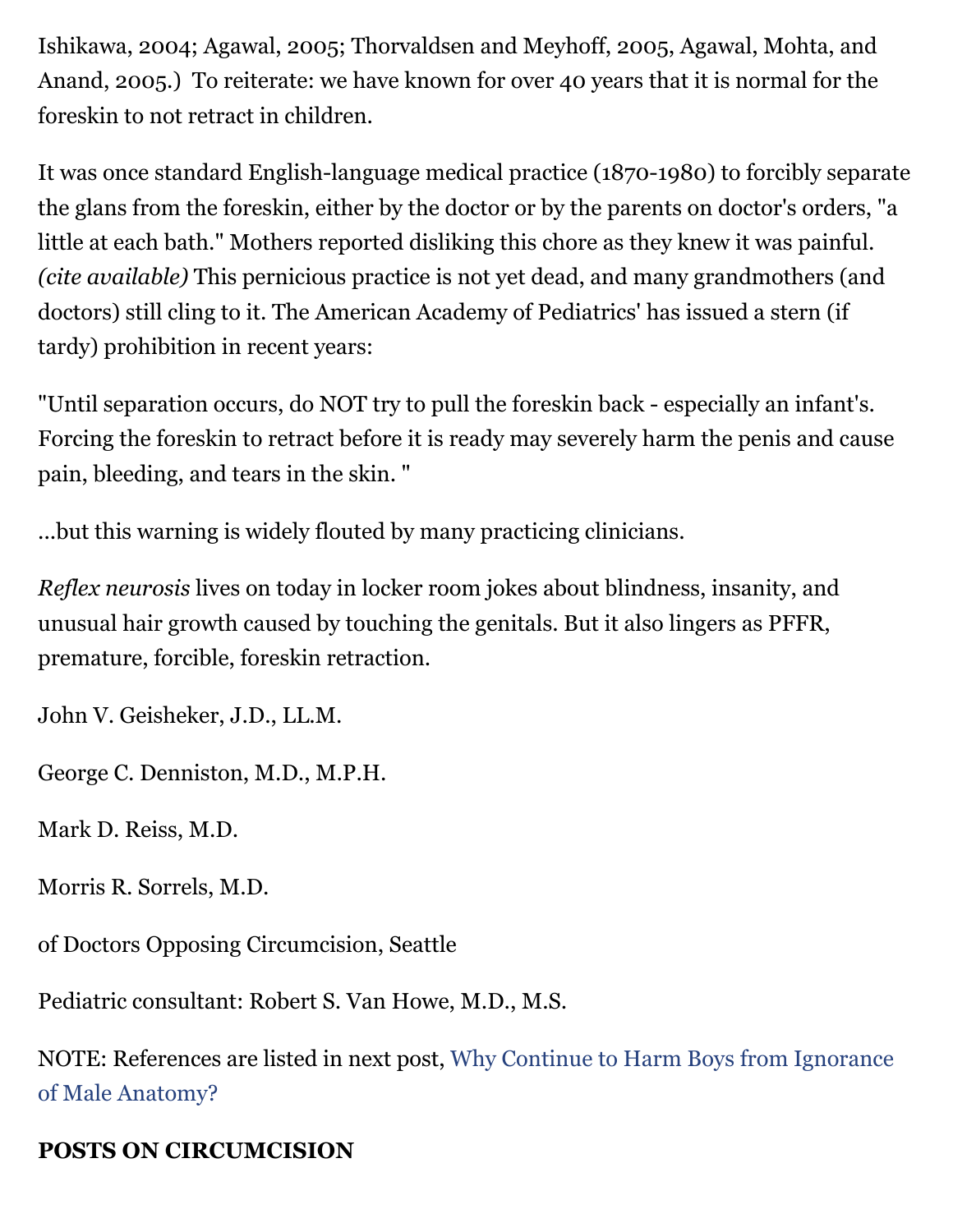Ishikawa, 2004; Agawal, 2005; Thorvaldsen and Meyhoff, 2005, Agawal, Mohta, and Anand, 2005.) To reiterate: we have known for over 40 years that it is normal for the foreskin to not retract in children.

It was once standard English-language medical practice (1870-1980) to forcibly separate the glans from the foreskin, either by the doctor or by the parents on doctor's orders, "a little at each bath." Mothers reported disliking this chore as they knew it was painful. *(cite available)* This pernicious practice is not yet dead, and many grandmothers (and doctors) still cling to it. The American Academy of Pediatrics' has issued a stern (if tardy) prohibition in recent years:

"Until separation occurs, do NOT try to pull the foreskin back - especially an infant's. Forcing the foreskin to retract before it is ready may severely harm the penis and cause pain, bleeding, and tears in the skin. "

...but this warning is widely flouted by many practicing clinicians.

*Reflex neurosis* lives on today in locker room jokes about blindness, insanity, and unusual hair growth caused by touching the genitals. But it also lingers as PFFR, premature, forcible, foreskin retraction.

John V. Geisheker, J.D., LL.M.

George C. Denniston, M.D., M.P.H.

Mark D. Reiss, M.D.

Morris R. Sorrels, M.D.

of Doctors Opposing Circumcision, Seattle

Pediatric consultant: Robert S. Van Howe, M.D., M.S.

NOTE: References are listed in next post, Why Continue to Harm Boys from Ignorance of Male Anatomy?

**POSTS ON CIRCUMCISION**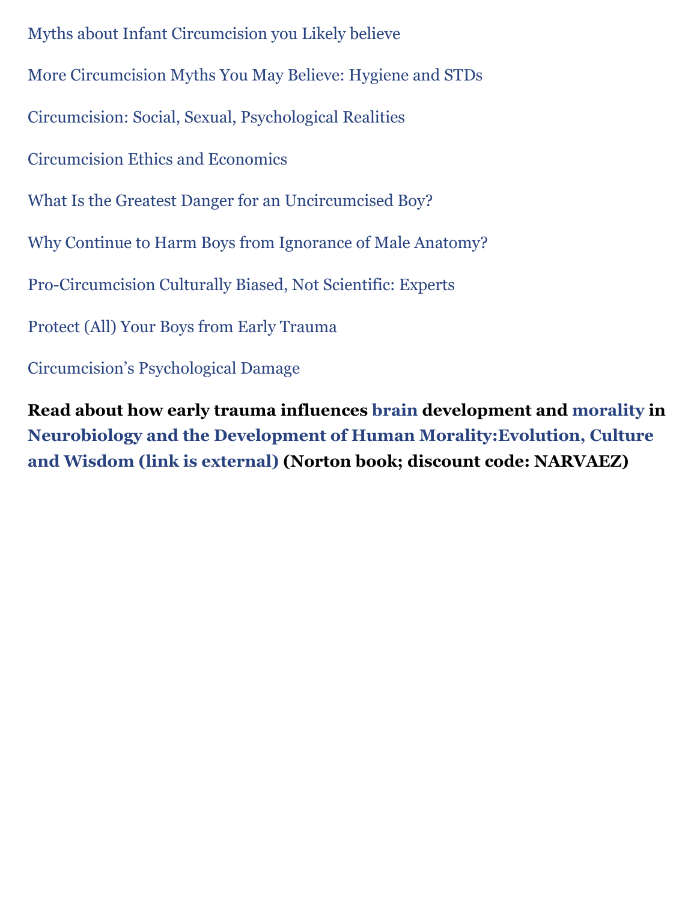Myths about Infant Circumcision you Likely believe

More Circumcision Myths You May Believe: Hygiene and STDs

Circumcision: Social, Sexual, Psychological Realities

Circumcision Ethics and Economics

What Is the Greatest Danger for an Uncircumcised Boy?

Why Continue to Harm Boys from Ignorance of Male Anatomy?

Pro-Circumcision Culturally Biased, Not Scientific: Experts

Protect (All) Your Boys from Early Trauma

Circumcision's Psychological Damage

**Read about how early trauma influences brain development and morality in Neurobiology and the Development of Human Morality:Evolution, Culture and Wisdom (link is external) (Norton book; discount code: NARVAEZ)**